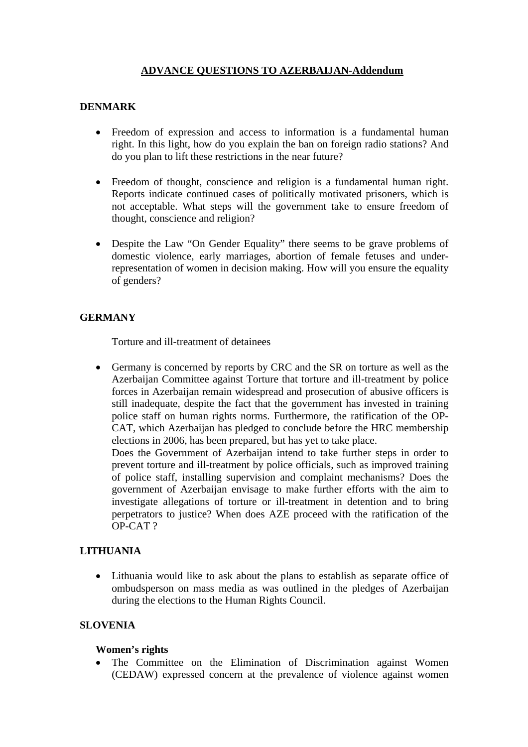# ADVANCE QUESTIONS TO AZERBAIJAN-Addendum

## DENMARK

- Freedom of expression and access to information is a fundamental human right. In this light, how do you explain the ban on foreign radio stations? And do you plan to lift these restrictions in the near future?
- Freedom of thought, conscience and religion is a fundamental human right. Reports indicate continued cases of politically motivated prisoners, which is not acceptable. What steps will the government take to ensure freedom of thought, conscience and religion?
- Despite the Law "On Gender Equality" there seems to be grave problems of domestic violence, early marriages, abortion of female fetuses and under-representation of women in decision making. How will you ensure the equality of genders?

## GERMANY

Torture and ill-treatment of detainees

- Germany is concerned by reports by CRC and the SR on torture as well as the Azerbaijan Committee against Torture that torture and ill-treatment by police forces in Azerbaijan remain widespread and prosecution of abusive officers is still inadequate, despite the fact that the government has invested in training police staff on human rights norms. Furthermore, the ratification of the OP-CAT, which Azerbaijan has pledged to conclude before the HRC membership elections in 2006, has been prepared, but has yet to take place.
  Does the Government of Azerbaijan intend to take further steps in order to prevent torture and ill-treatment by police officials, such as improved training of police staff, installing supervision and complaint mechanisms? Does the government of Azerbaijan envisage to make further efforts with the aim to investigate allegations of torture or ill-treatment in detention and to bring perpetrators to justice? When does AZE proceed with the ratification of the OP-CAT ?

## LITHUANIA

- Lithuania would like to ask about the plans to establish as separate office of ombudsperson on mass media as was outlined in the pledges of Azerbaijan during the elections to the Human Rights Council.

## SLOVENIA

**Women's rights**

- The Committee on the Elimination of Discrimination against Women (CEDAW) expressed concern at the prevalence of violence against women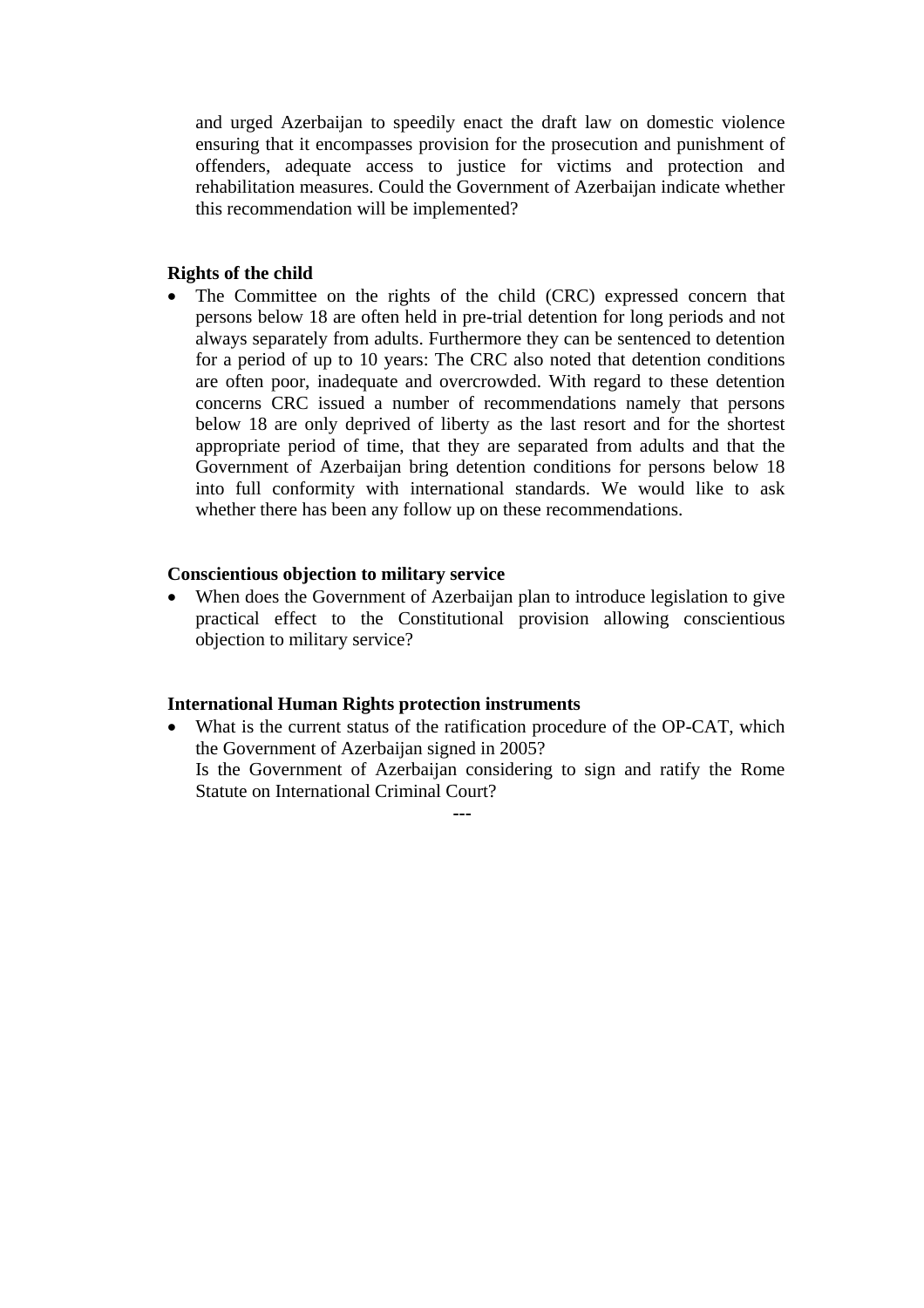and urged Azerbaijan to speedily enact the draft law on domestic violence ensuring that it encompasses provision for the prosecution and punishment of offenders, adequate access to justice for victims and protection and rehabilitation measures. Could the Government of Azerbaijan indicate whether this recommendation will be implemented?

**Rights of the child**

- The Committee on the rights of the child (CRC) expressed concern that persons below 18 are often held in pre-trial detention for long periods and not always separately from adults. Furthermore they can be sentenced to detention for a period of up to 10 years: The CRC also noted that detention conditions are often poor, inadequate and overcrowded. With regard to these detention concerns CRC issued a number of recommendations namely that persons below 18 are only deprived of liberty as the last resort and for the shortest appropriate period of time, that they are separated from adults and that the Government of Azerbaijan bring detention conditions for persons below 18 into full conformity with international standards. We would like to ask whether there has been any follow up on these recommendations.

**Conscientious objection to military service**

- When does the Government of Azerbaijan plan to introduce legislation to give practical effect to the Constitutional provision allowing conscientious objection to military service?

**International Human Rights protection instruments**

- What is the current status of the ratification procedure of the OP-CAT, which the Government of Azerbaijan signed in 2005?
  Is the Government of Azerbaijan considering to sign and ratify the Rome Statute on International Criminal Court?

---